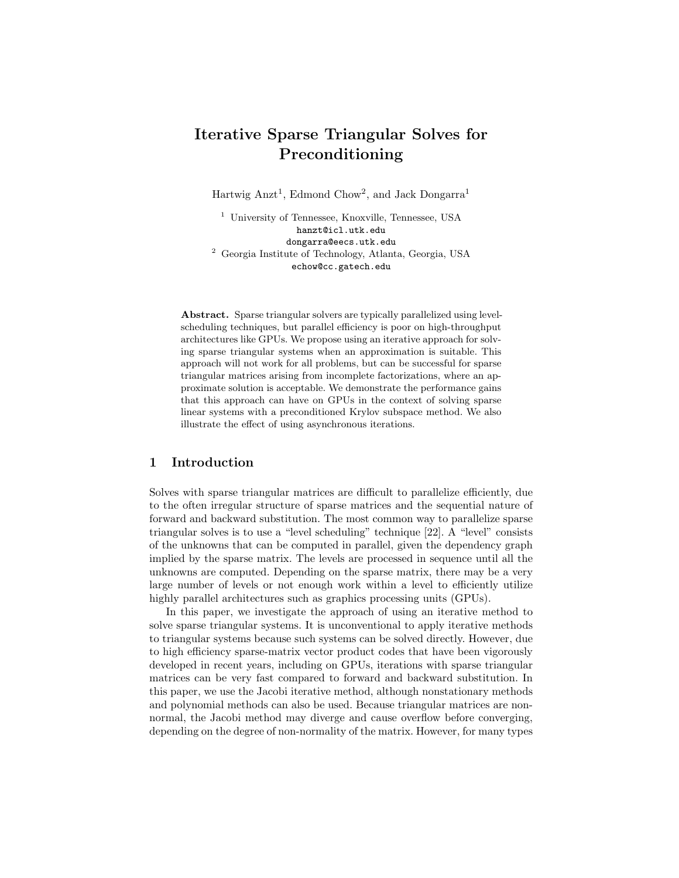# Iterative Sparse Triangular Solves for Preconditioning

Hartwig Anzt[1], Edmond Chow[2], and Jack Dongarra[1]

[1] University of Tennessee, Knoxville, Tennessee, USA
hanzt@icl.utk.edu
dongarra@eecs.utk.edu
[2] Georgia Institute of Technology, Atlanta, Georgia, USA
echow@cc.gatech.edu

**Abstract.** Sparse triangular solvers are typically parallelized using level-scheduling techniques, but parallel efficiency is poor on high-throughput architectures like GPUs. We propose using an iterative approach for solving sparse triangular systems when an approximation is suitable. This approach will not work for all problems, but can be successful for sparse triangular matrices arising from incomplete factorizations, where an approximate solution is acceptable. We demonstrate the performance gains that this approach can have on GPUs in the context of solving sparse linear systems with a preconditioned Krylov subspace method. We also illustrate the effect of using asynchronous iterations.

## 1 Introduction

Solves with sparse triangular matrices are difficult to parallelize efficiently, due to the often irregular structure of sparse matrices and the sequential nature of forward and backward substitution. The most common way to parallelize sparse triangular solves is to use a "level scheduling" technique [22]. A "level" consists of the unknowns that can be computed in parallel, given the dependency graph implied by the sparse matrix. The levels are processed in sequence until all the unknowns are computed. Depending on the sparse matrix, there may be a very large number of levels or not enough work within a level to efficiently utilize highly parallel architectures such as graphics processing units (GPUs).

In this paper, we investigate the approach of using an iterative method to solve sparse triangular systems. It is unconventional to apply iterative methods to triangular systems because such systems can be solved directly. However, due to high efficiency sparse-matrix vector product codes that have been vigorously developed in recent years, including on GPUs, iterations with sparse triangular matrices can be very fast compared to forward and backward substitution. In this paper, we use the Jacobi iterative method, although nonstationary methods and polynomial methods can also be used. Because triangular matrices are non-normal, the Jacobi method may diverge and cause overflow before converging, depending on the degree of non-normality of the matrix. However, for many types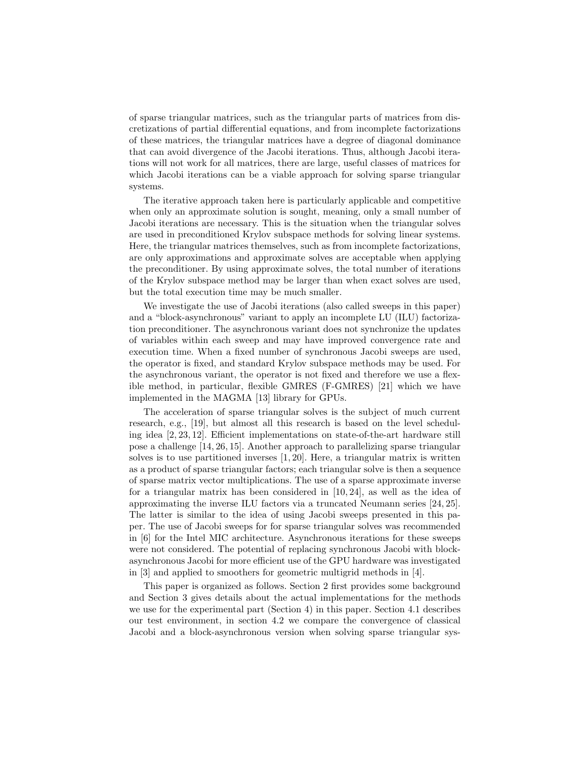of sparse triangular matrices, such as the triangular parts of matrices from discretizations of partial differential equations, and from incomplete factorizations of these matrices, the triangular matrices have a degree of diagonal dominance that can avoid divergence of the Jacobi iterations. Thus, although Jacobi iterations will not work for all matrices, there are large, useful classes of matrices for which Jacobi iterations can be a viable approach for solving sparse triangular systems.

The iterative approach taken here is particularly applicable and competitive when only an approximate solution is sought, meaning, only a small number of Jacobi iterations are necessary. This is the situation when the triangular solves are used in preconditioned Krylov subspace methods for solving linear systems. Here, the triangular matrices themselves, such as from incomplete factorizations, are only approximations and approximate solves are acceptable when applying the preconditioner. By using approximate solves, the total number of iterations of the Krylov subspace method may be larger than when exact solves are used, but the total execution time may be much smaller.

We investigate the use of Jacobi iterations (also called sweeps in this paper) and a "block-asynchronous" variant to apply an incomplete LU (ILU) factorization preconditioner. The asynchronous variant does not synchronize the updates of variables within each sweep and may have improved convergence rate and execution time. When a fixed number of synchronous Jacobi sweeps are used, the operator is fixed, and standard Krylov subspace methods may be used. For the asynchronous variant, the operator is not fixed and therefore we use a flexible method, in particular, flexible GMRES (F-GMRES) [21] which we have implemented in the MAGMA [13] library for GPUs.

The acceleration of sparse triangular solves is the subject of much current research, e.g., [19], but almost all this research is based on the level scheduling idea [2, 23, 12]. Efficient implementations on state-of-the-art hardware still pose a challenge [14, 26, 15]. Another approach to parallelizing sparse triangular solves is to use partitioned inverses [1, 20]. Here, a triangular matrix is written as a product of sparse triangular factors; each triangular solve is then a sequence of sparse matrix vector multiplications. The use of a sparse approximate inverse for a triangular matrix has been considered in [10, 24], as well as the idea of approximating the inverse ILU factors via a truncated Neumann series [24, 25]. The latter is similar to the idea of using Jacobi sweeps presented in this paper. The use of Jacobi sweeps for for sparse triangular solves was recommended in [6] for the Intel MIC architecture. Asynchronous iterations for these sweeps were not considered. The potential of replacing synchronous Jacobi with block-asynchronous Jacobi for more efficient use of the GPU hardware was investigated in [3] and applied to smoothers for geometric multigrid methods in [4].

This paper is organized as follows. Section 2 first provides some background and Section 3 gives details about the actual implementations for the methods we use for the experimental part (Section 4) in this paper. Section 4.1 describes our test environment, in section 4.2 we compare the convergence of classical Jacobi and a block-asynchronous version when solving sparse triangular sys-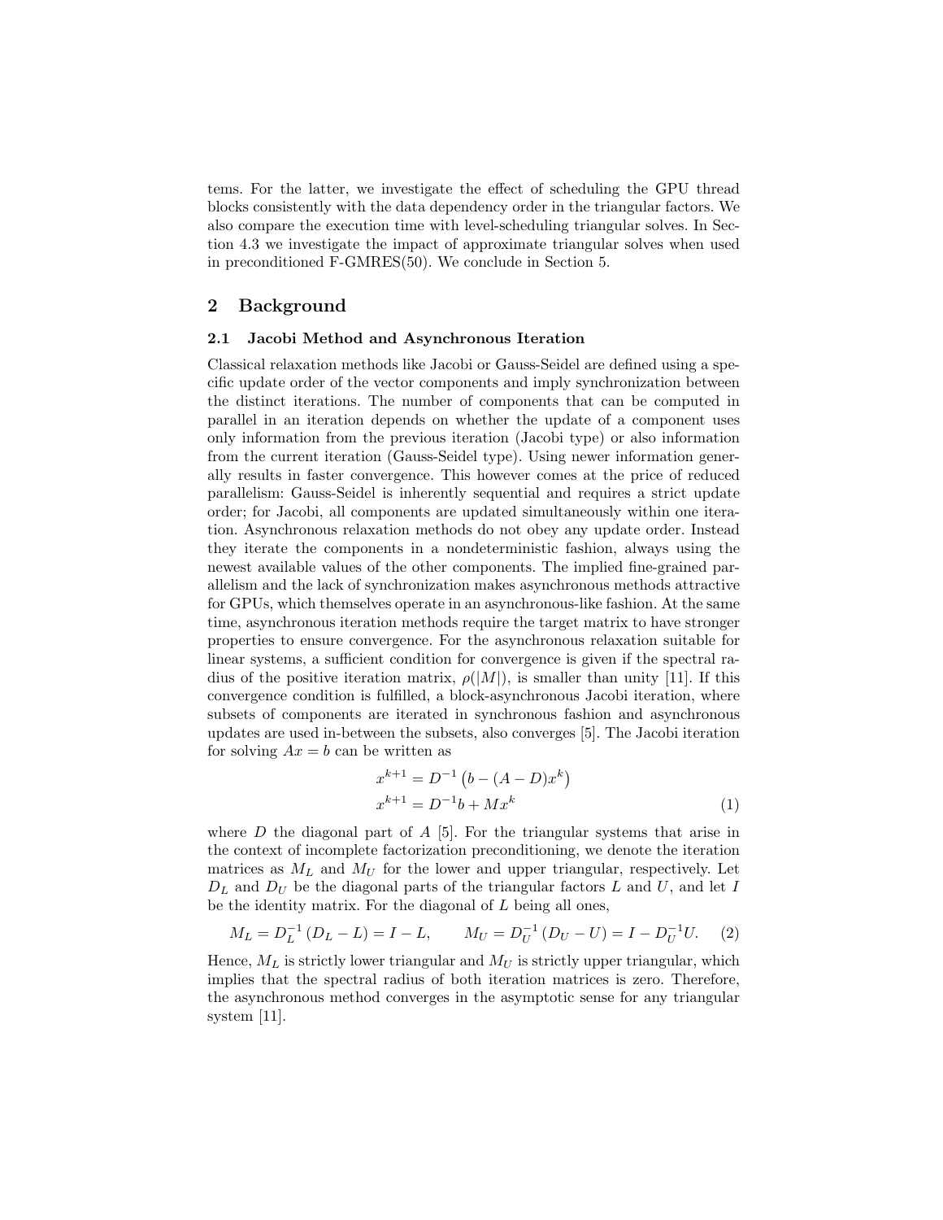tems. For the latter, we investigate the effect of scheduling the GPU thread blocks consistently with the data dependency order in the triangular factors. We also compare the execution time with level-scheduling triangular solves. In Section 4.3 we investigate the impact of approximate triangular solves when used in preconditioned F-GMRES(50). We conclude in Section 5.

## 2 Background

### 2.1 Jacobi Method and Asynchronous Iteration

Classical relaxation methods like Jacobi or Gauss-Seidel are defined using a specific update order of the vector components and imply synchronization between the distinct iterations. The number of components that can be computed in parallel in an iteration depends on whether the update of a component uses only information from the previous iteration (Jacobi type) or also information from the current iteration (Gauss-Seidel type). Using newer information generally results in faster convergence. This however comes at the price of reduced parallelism: Gauss-Seidel is inherently sequential and requires a strict update order; for Jacobi, all components are updated simultaneously within one iteration. Asynchronous relaxation methods do not obey any update order. Instead they iterate the components in a nondeterministic fashion, always using the newest available values of the other components. The implied fine-grained parallelism and the lack of synchronization makes asynchronous methods attractive for GPUs, which themselves operate in an asynchronous-like fashion. At the same time, asynchronous iteration methods require the target matrix to have stronger properties to ensure convergence. For the asynchronous relaxation suitable for linear systems, a sufficient condition for convergence is given if the spectral radius of the positive iteration matrix, $\rho(|M|)$, is smaller than unity [11]. If this convergence condition is fulfilled, a block-asynchronous Jacobi iteration, where subsets of components are iterated in synchronous fashion and asynchronous updates are used in-between the subsets, also converges [5]. The Jacobi iteration for solving $Ax = b$ can be written as

$$
\begin{aligned}
x^{k+1} &= D^{-1}\left(b - (A - D)x^k\right) \\
x^{k+1} &= D^{-1}b + Mx^k
\end{aligned}
\tag{1}
$$

where $D$ the diagonal part of $A$ [5]. For the triangular systems that arise in the context of incomplete factorization preconditioning, we denote the iteration matrices as $M_L$ and $M_U$ for the lower and upper triangular, respectively. Let $D_L$ and $D_U$ be the diagonal parts of the triangular factors $L$ and $U$, and let $I$ be the identity matrix. For the diagonal of $L$ being all ones,

$$
M_L = D_L^{-1}\left(D_L - L\right) = I - L, \qquad M_U = D_U^{-1}\left(D_U - U\right) = I - D_U^{-1}U. \tag{2}
$$

Hence, $M_L$ is strictly lower triangular and $M_U$ is strictly upper triangular, which implies that the spectral radius of both iteration matrices is zero. Therefore, the asynchronous method converges in the asymptotic sense for any triangular system [11].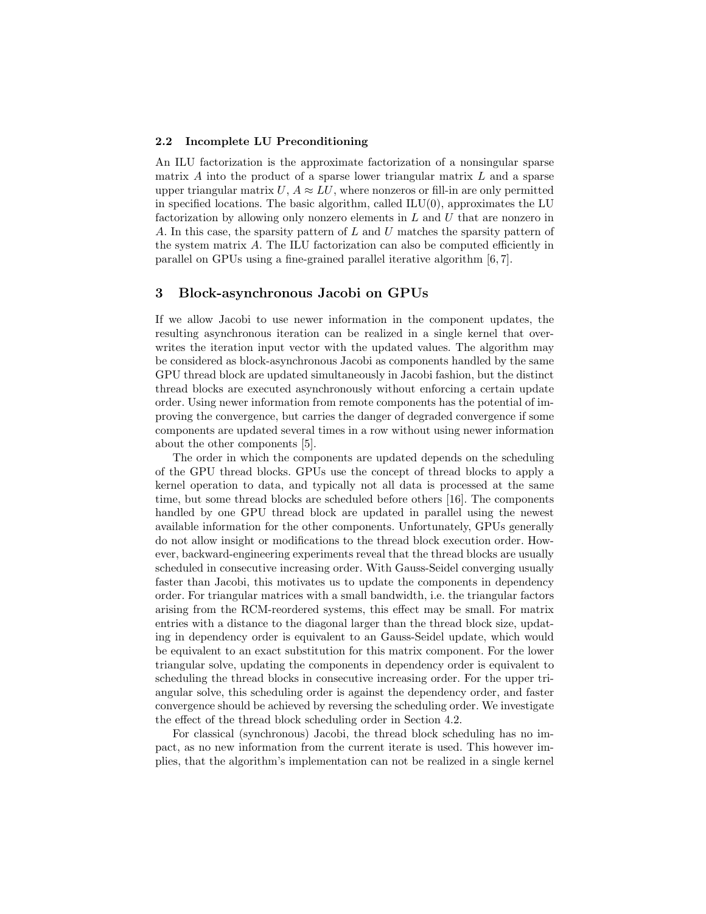### 2.2 Incomplete LU Preconditioning

An ILU factorization is the approximate factorization of a nonsingular sparse matrix $A$ into the product of a sparse lower triangular matrix $L$ and a sparse upper triangular matrix $U$, $A \approx LU$, where nonzeros or fill-in are only permitted in specified locations. The basic algorithm, called ILU(0), approximates the LU factorization by allowing only nonzero elements in $L$ and $U$ that are nonzero in $A$. In this case, the sparsity pattern of $L$ and $U$ matches the sparsity pattern of the system matrix $A$. The ILU factorization can also be computed efficiently in parallel on GPUs using a fine-grained parallel iterative algorithm [6, 7].

## 3 Block-asynchronous Jacobi on GPUs

If we allow Jacobi to use newer information in the component updates, the resulting asynchronous iteration can be realized in a single kernel that overwrites the iteration input vector with the updated values. The algorithm may be considered as block-asynchronous Jacobi as components handled by the same GPU thread block are updated simultaneously in Jacobi fashion, but the distinct thread blocks are executed asynchronously without enforcing a certain update order. Using newer information from remote components has the potential of improving the convergence, but carries the danger of degraded convergence if some components are updated several times in a row without using newer information about the other components [5].

The order in which the components are updated depends on the scheduling of the GPU thread blocks. GPUs use the concept of thread blocks to apply a kernel operation to data, and typically not all data is processed at the same time, but some thread blocks are scheduled before others [16]. The components handled by one GPU thread block are updated in parallel using the newest available information for the other components. Unfortunately, GPUs generally do not allow insight or modifications to the thread block execution order. However, backward-engineering experiments reveal that the thread blocks are usually scheduled in consecutive increasing order. With Gauss-Seidel converging usually faster than Jacobi, this motivates us to update the components in dependency order. For triangular matrices with a small bandwidth, i.e. the triangular factors arising from the RCM-reordered systems, this effect may be small. For matrix entries with a distance to the diagonal larger than the thread block size, updating in dependency order is equivalent to an Gauss-Seidel update, which would be equivalent to an exact substitution for this matrix component. For the lower triangular solve, updating the components in dependency order is equivalent to scheduling the thread blocks in consecutive increasing order. For the upper triangular solve, this scheduling order is against the dependency order, and faster convergence should be achieved by reversing the scheduling order. We investigate the effect of the thread block scheduling order in Section 4.2.

For classical (synchronous) Jacobi, the thread block scheduling has no impact, as no new information from the current iterate is used. This however implies, that the algorithm's implementation can not be realized in a single kernel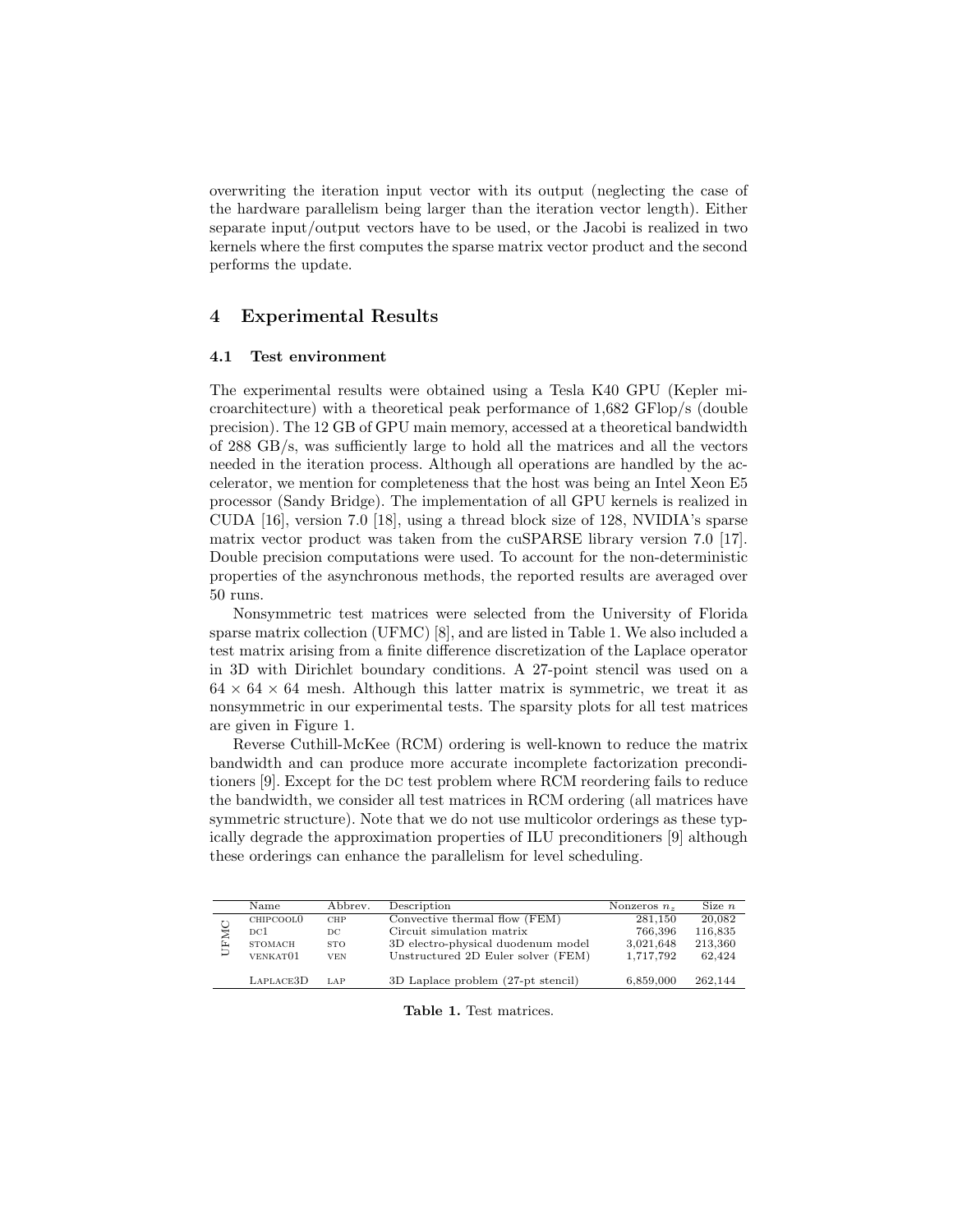overwriting the iteration input vector with its output (neglecting the case of the hardware parallelism being larger than the iteration vector length). Either separate input/output vectors have to be used, or the Jacobi is realized in two kernels where the first computes the sparse matrix vector product and the second performs the update.

## 4 Experimental Results

### 4.1 Test environment

The experimental results were obtained using a Tesla K40 GPU (Kepler microarchitecture) with a theoretical peak performance of 1,682 GFlop/s (double precision). The 12 GB of GPU main memory, accessed at a theoretical bandwidth of 288 GB/s, was sufficiently large to hold all the matrices and all the vectors needed in the iteration process. Although all operations are handled by the accelerator, we mention for completeness that the host was being an Intel Xeon E5 processor (Sandy Bridge). The implementation of all GPU kernels is realized in CUDA [16], version 7.0 [18], using a thread block size of 128, NVIDIA's sparse matrix vector product was taken from the cuSPARSE library version 7.0 [17]. Double precision computations were used. To account for the non-deterministic properties of the asynchronous methods, the reported results are averaged over 50 runs.

Nonsymmetric test matrices were selected from the University of Florida sparse matrix collection (UFMC) [8], and are listed in Table 1. We also included a test matrix arising from a finite difference discretization of the Laplace operator in 3D with Dirichlet boundary conditions. A 27-point stencil was used on a $64 \times 64 \times 64$ mesh. Although this latter matrix is symmetric, we treat it as nonsymmetric in our experimental tests. The sparsity plots for all test matrices are given in Figure 1.

Reverse Cuthill-McKee (RCM) ordering is well-known to reduce the matrix bandwidth and can produce more accurate incomplete factorization preconditioners [9]. Except for the DC test problem where RCM reordering fails to reduce the bandwidth, we consider all test matrices in RCM ordering (all matrices have symmetric structure). Note that we do not use multicolor orderings as these typically degrade the approximation properties of ILU preconditioners [9] although these orderings can enhance the parallelism for level scheduling.

| | Name | Abbrev. | Description | Nonzeros $n_z$ | Size $n$ |
|---|---|---|---|---|---|
| UFMC | CHIPCOOL0 | CHP | Convective thermal flow (FEM) | 281,150 | 20,082 |
| | DC1 | DC | Circuit simulation matrix | 766,396 | 116,835 |
| | STOMACH | STO | 3D electro-physical duodenum model | 3,021,648 | 213,360 |
| | VENKAT01 | VEN | Unstructured 2D Euler solver (FEM) | 1,717,792 | 62,424 |
| | LAPLACE3D | LAP | 3D Laplace problem (27-pt stencil) | 6,859,000 | 262,144 |

**Table 1.** Test matrices.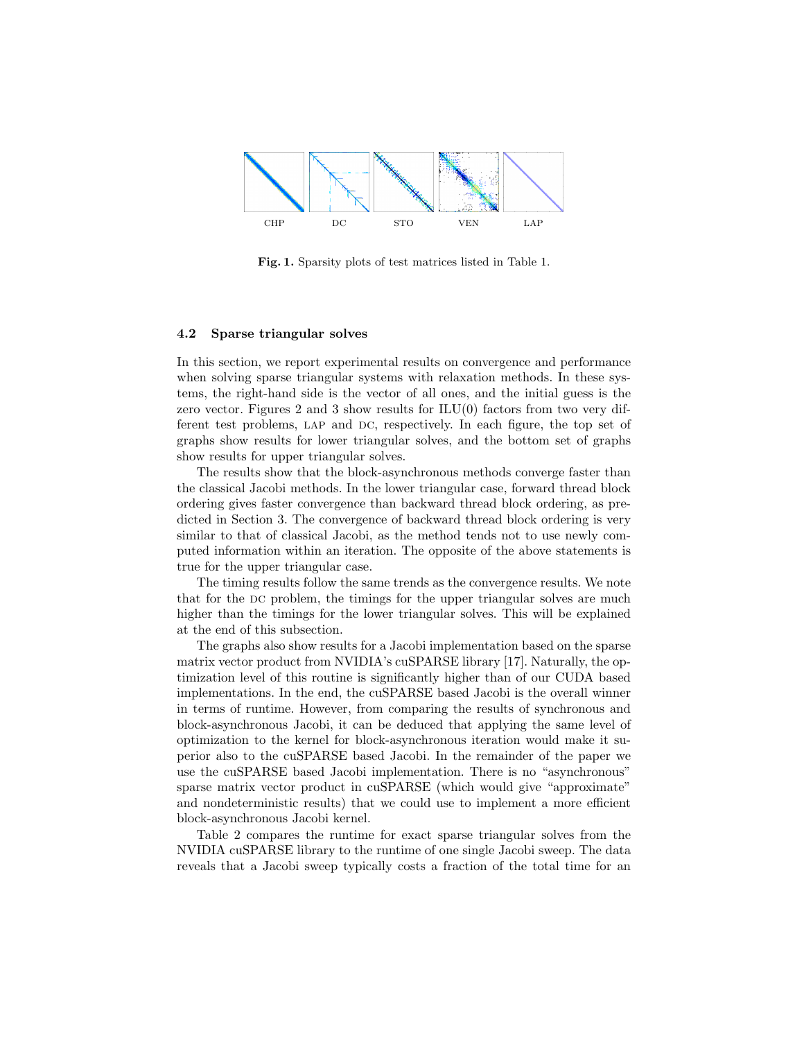CHP DC STO VEN LAP

**Fig. 1.** Sparsity plots of test matrices listed in Table 1.

### 4.2 Sparse triangular solves

In this section, we report experimental results on convergence and performance when solving sparse triangular systems with relaxation methods. In these systems, the right-hand side is the vector of all ones, and the initial guess is the zero vector. Figures 2 and 3 show results for ILU(0) factors from two very different test problems, LAP and DC, respectively. In each figure, the top set of graphs show results for lower triangular solves, and the bottom set of graphs show results for upper triangular solves.

The results show that the block-asynchronous methods converge faster than the classical Jacobi methods. In the lower triangular case, forward thread block ordering gives faster convergence than backward thread block ordering, as predicted in Section 3. The convergence of backward thread block ordering is very similar to that of classical Jacobi, as the method tends not to use newly computed information within an iteration. The opposite of the above statements is true for the upper triangular case.

The timing results follow the same trends as the convergence results. We note that for the DC problem, the timings for the upper triangular solves are much higher than the timings for the lower triangular solves. This will be explained at the end of this subsection.

The graphs also show results for a Jacobi implementation based on the sparse matrix vector product from NVIDIA's cuSPARSE library [17]. Naturally, the optimization level of this routine is significantly higher than of our CUDA based implementations. In the end, the cuSPARSE based Jacobi is the overall winner in terms of runtime. However, from comparing the results of synchronous and block-asynchronous Jacobi, it can be deduced that applying the same level of optimization to the kernel for block-asynchronous iteration would make it superior also to the cuSPARSE based Jacobi. In the remainder of the paper we use the cuSPARSE based Jacobi implementation. There is no "asynchronous" sparse matrix vector product in cuSPARSE (which would give "approximate" and nondeterministic results) that we could use to implement a more efficient block-asynchronous Jacobi kernel.

Table 2 compares the runtime for exact sparse triangular solves from the NVIDIA cuSPARSE library to the runtime of one single Jacobi sweep. The data reveals that a Jacobi sweep typically costs a fraction of the total time for an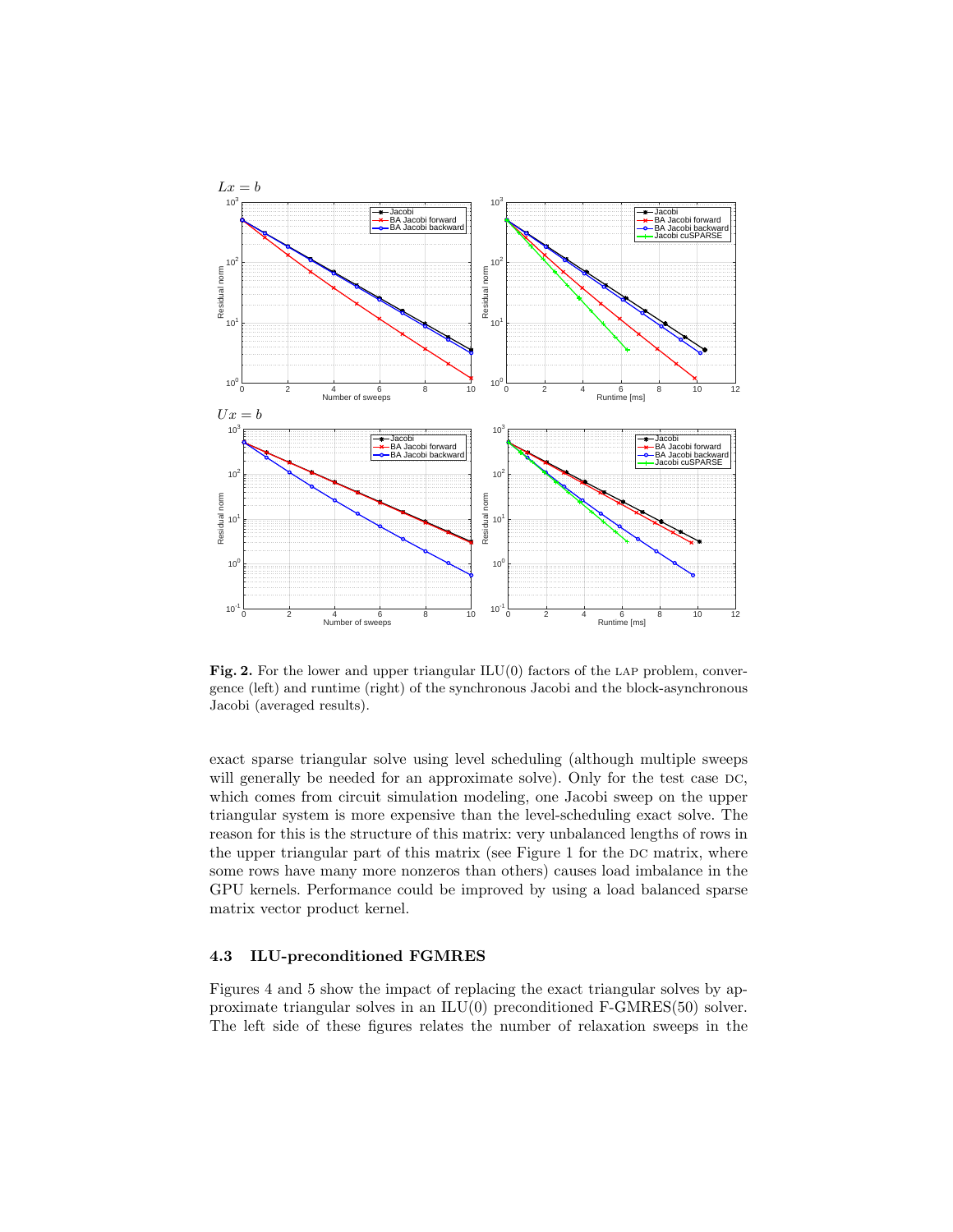**Fig. 2.** For the lower and upper triangular ILU(0) factors of the LAP problem, convergence (left) and runtime (right) of the synchronous Jacobi and the block-asynchronous Jacobi (averaged results).

exact sparse triangular solve using level scheduling (although multiple sweeps will generally be needed for an approximate solve). Only for the test case DC, which comes from circuit simulation modeling, one Jacobi sweep on the upper triangular system is more expensive than the level-scheduling exact solve. The reason for this is the structure of this matrix: very unbalanced lengths of rows in the upper triangular part of this matrix (see Figure 1 for the DC matrix, where some rows have many more nonzeros than others) causes load imbalance in the GPU kernels. Performance could be improved by using a load balanced sparse matrix vector product kernel.

### 4.3 ILU-preconditioned FGMRES

Figures 4 and 5 show the impact of replacing the exact triangular solves by approximate triangular solves in an ILU(0) preconditioned F-GMRES(50) solver. The left side of these figures relates the number of relaxation sweeps in the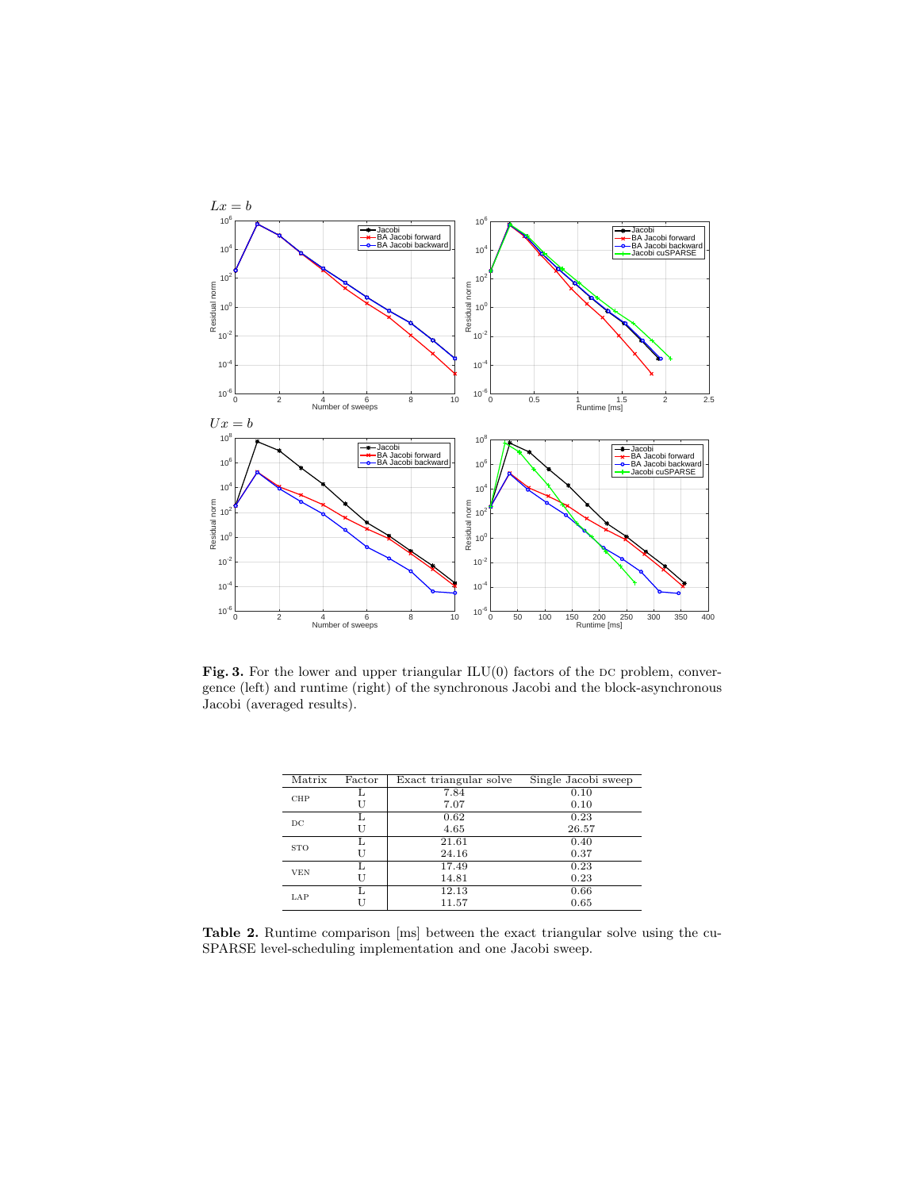**Fig. 3.** For the lower and upper triangular ILU(0) factors of the DC problem, convergence (left) and runtime (right) of the synchronous Jacobi and the block-asynchronous Jacobi (averaged results).

| Matrix | Factor | Exact triangular solve | Single Jacobi sweep |
|---|---|---|---|
| CHP | L | 7.84 | 0.10 |
| | U | 7.07 | 0.10 |
| DC | L | 0.62 | 0.23 |
| | U | 4.65 | 26.57 |
| STO | L | 21.61 | 0.40 |
| | U | 24.16 | 0.37 |
| VEN | L | 17.49 | 0.23 |
| | U | 14.81 | 0.23 |
| LAP | L | 12.13 | 0.66 |
| | U | 11.57 | 0.65 |

**Table 2.** Runtime comparison [ms] between the exact triangular solve using the cuSPARSE level-scheduling implementation and one Jacobi sweep.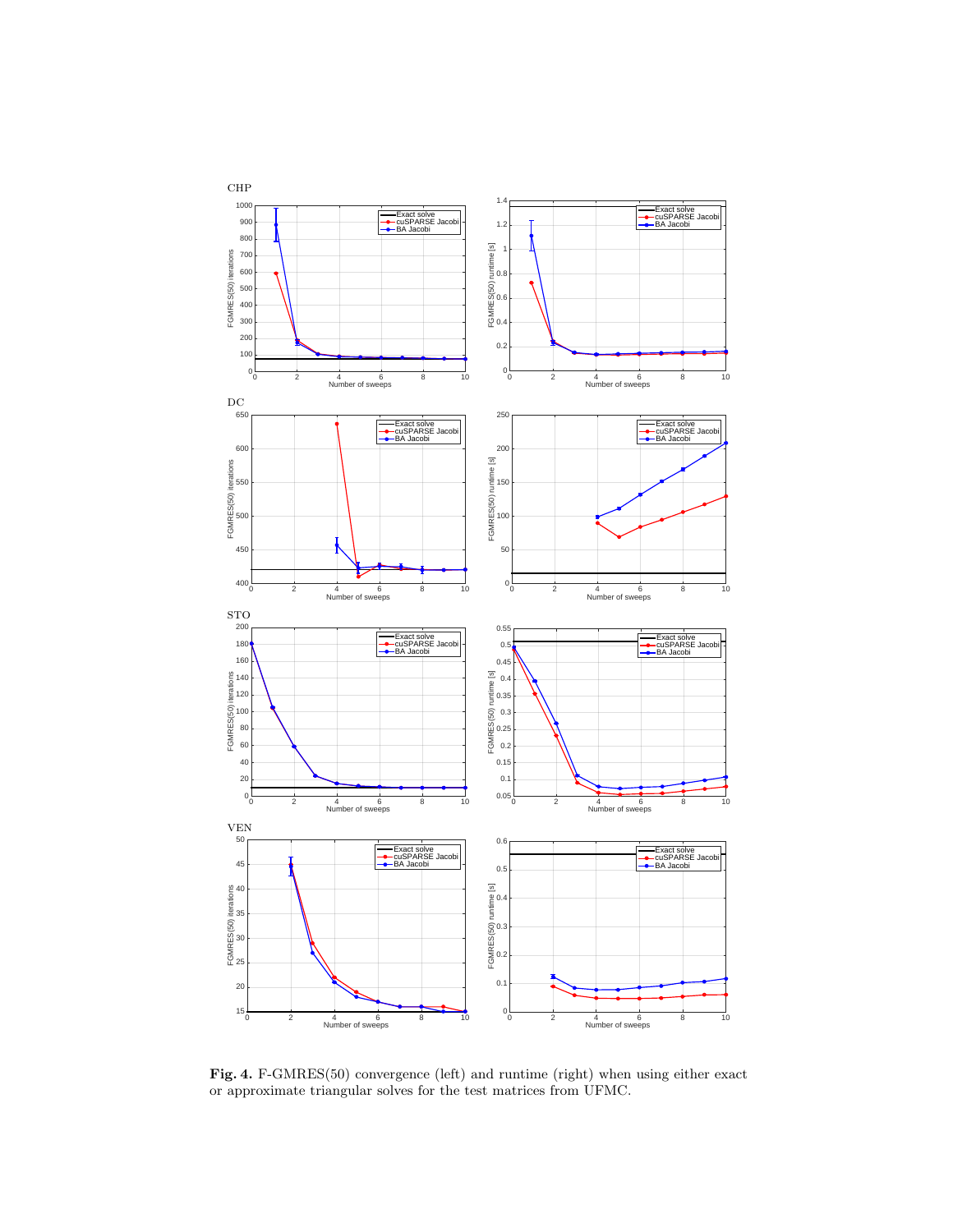**Fig. 4.** F-GMRES(50) convergence (left) and runtime (right) when using either exact or approximate triangular solves for the test matrices from UFMC.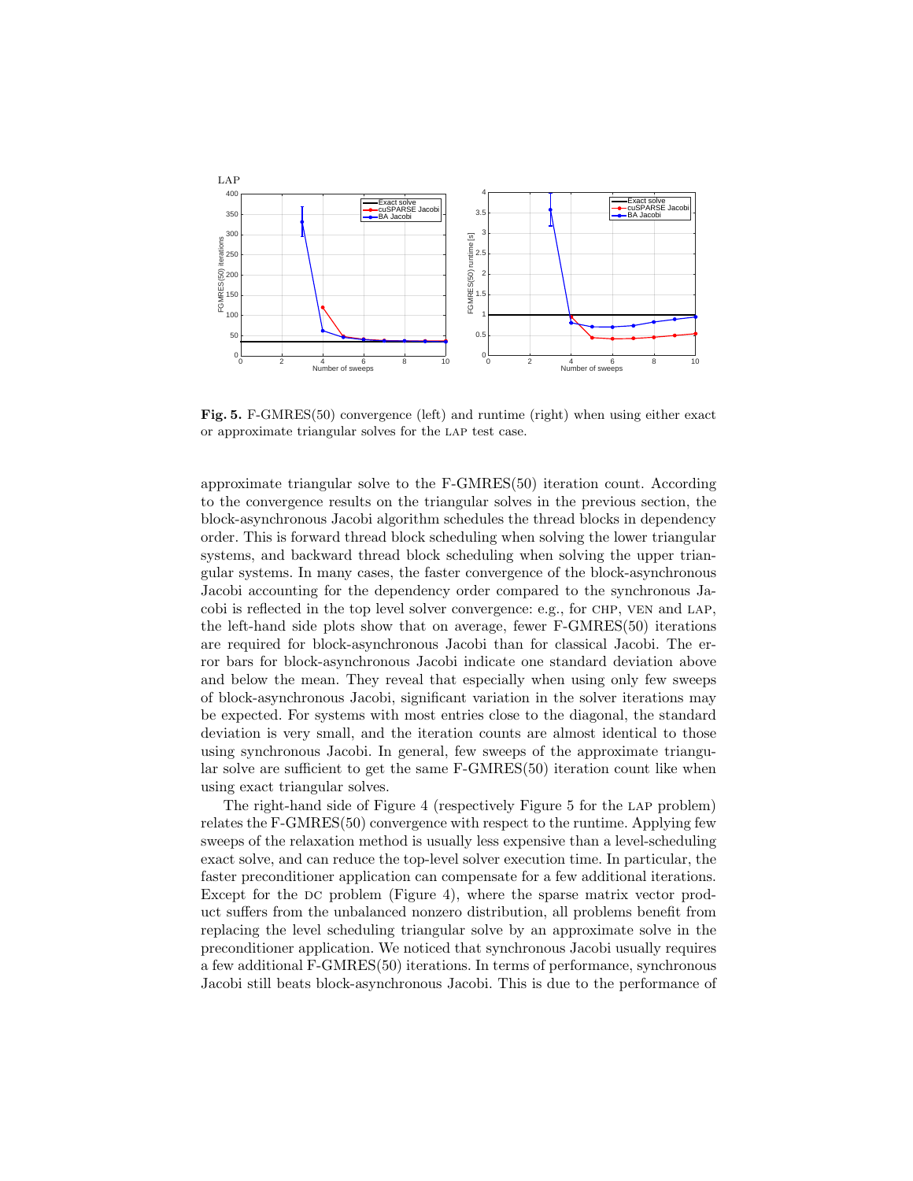**Fig. 5.** F-GMRES(50) convergence (left) and runtime (right) when using either exact or approximate triangular solves for the LAP test case.

approximate triangular solve to the F-GMRES(50) iteration count. According to the convergence results on the triangular solves in the previous section, the block-asynchronous Jacobi algorithm schedules the thread blocks in dependency order. This is forward thread block scheduling when solving the lower triangular systems, and backward thread block scheduling when solving the upper triangular systems. In many cases, the faster convergence of the block-asynchronous Jacobi accounting for the dependency order compared to the synchronous Jacobi is reflected in the top level solver convergence: e.g., for CHP, VEN and LAP, the left-hand side plots show that on average, fewer F-GMRES(50) iterations are required for block-asynchronous Jacobi than for classical Jacobi. The error bars for block-asynchronous Jacobi indicate one standard deviation above and below the mean. They reveal that especially when using only few sweeps of block-asynchronous Jacobi, significant variation in the solver iterations may be expected. For systems with most entries close to the diagonal, the standard deviation is very small, and the iteration counts are almost identical to those using synchronous Jacobi. In general, few sweeps of the approximate triangular solve are sufficient to get the same F-GMRES(50) iteration count like when using exact triangular solves.

The right-hand side of Figure 4 (respectively Figure 5 for the LAP problem) relates the F-GMRES(50) convergence with respect to the runtime. Applying few sweeps of the relaxation method is usually less expensive than a level-scheduling exact solve, and can reduce the top-level solver execution time. In particular, the faster preconditioner application can compensate for a few additional iterations. Except for the DC problem (Figure 4), where the sparse matrix vector product suffers from the unbalanced nonzero distribution, all problems benefit from replacing the level scheduling triangular solve by an approximate solve in the preconditioner application. We noticed that synchronous Jacobi usually requires a few additional F-GMRES(50) iterations. In terms of performance, synchronous Jacobi still beats block-asynchronous Jacobi. This is due to the performance of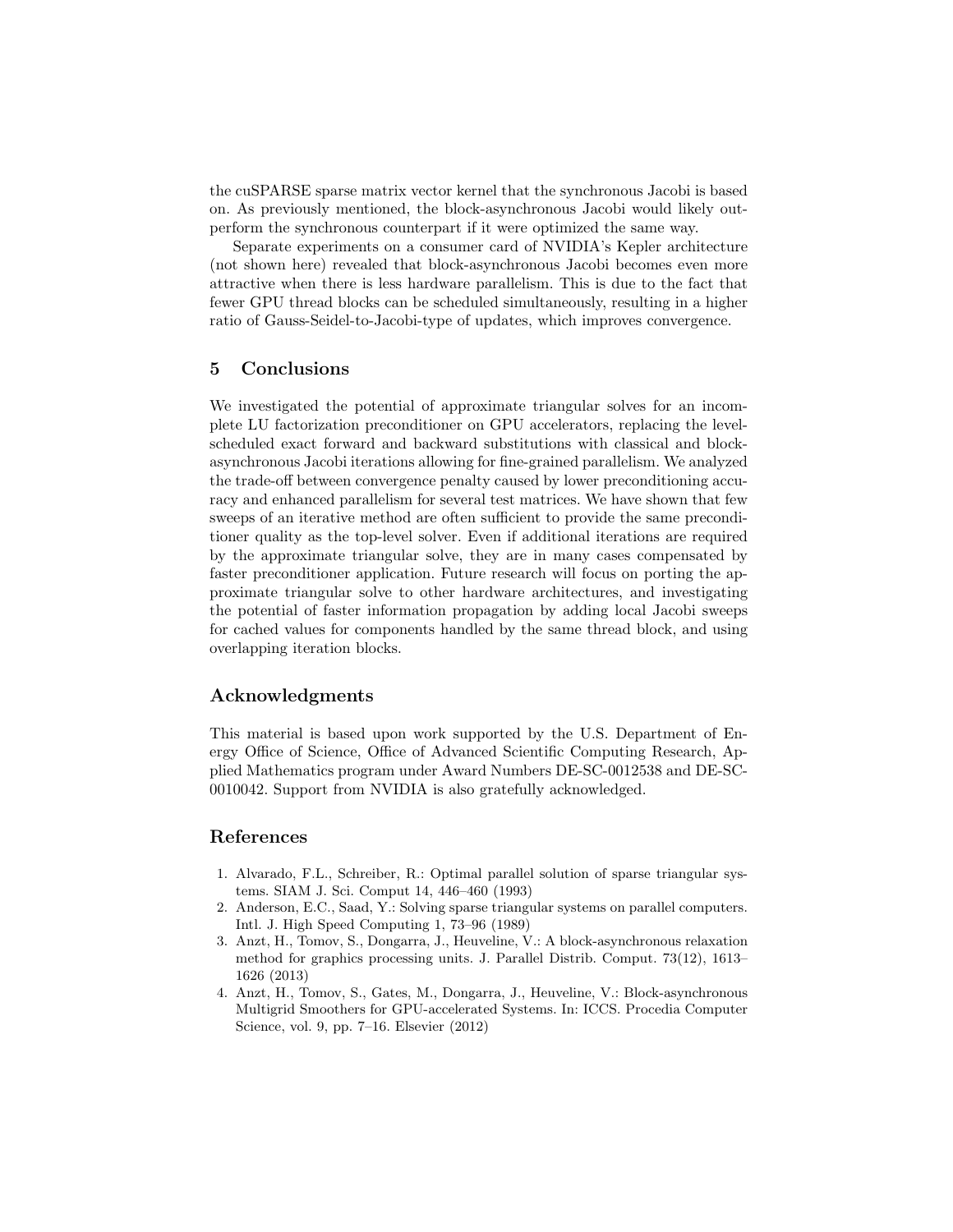the cuSPARSE sparse matrix vector kernel that the synchronous Jacobi is based on. As previously mentioned, the block-asynchronous Jacobi would likely outperform the synchronous counterpart if it were optimized the same way.

Separate experiments on a consumer card of NVIDIA's Kepler architecture (not shown here) revealed that block-asynchronous Jacobi becomes even more attractive when there is less hardware parallelism. This is due to the fact that fewer GPU thread blocks can be scheduled simultaneously, resulting in a higher ratio of Gauss-Seidel-to-Jacobi-type of updates, which improves convergence.

## 5 Conclusions

We investigated the potential of approximate triangular solves for an incomplete LU factorization preconditioner on GPU accelerators, replacing the level-scheduled exact forward and backward substitutions with classical and block-asynchronous Jacobi iterations allowing for fine-grained parallelism. We analyzed the trade-off between convergence penalty caused by lower preconditioning accuracy and enhanced parallelism for several test matrices. We have shown that few sweeps of an iterative method are often sufficient to provide the same preconditioner quality as the top-level solver. Even if additional iterations are required by the approximate triangular solve, they are in many cases compensated by faster preconditioner application. Future research will focus on porting the approximate triangular solve to other hardware architectures, and investigating the potential of faster information propagation by adding local Jacobi sweeps for cached values for components handled by the same thread block, and using overlapping iteration blocks.

## Acknowledgments

This material is based upon work supported by the U.S. Department of Energy Office of Science, Office of Advanced Scientific Computing Research, Applied Mathematics program under Award Numbers DE-SC-0012538 and DE-SC-0010042. Support from NVIDIA is also gratefully acknowledged.

## References

1. Alvarado, F.L., Schreiber, R.: Optimal parallel solution of sparse triangular systems. SIAM J. Sci. Comput 14, 446–460 (1993)
2. Anderson, E.C., Saad, Y.: Solving sparse triangular systems on parallel computers. Intl. J. High Speed Computing 1, 73–96 (1989)
3. Anzt, H., Tomov, S., Dongarra, J., Heuveline, V.: A block-asynchronous relaxation method for graphics processing units. J. Parallel Distrib. Comput. 73(12), 1613–1626 (2013)
4. Anzt, H., Tomov, S., Gates, M., Dongarra, J., Heuveline, V.: Block-asynchronous Multigrid Smoothers for GPU-accelerated Systems. In: ICCS. Procedia Computer Science, vol. 9, pp. 7–16. Elsevier (2012)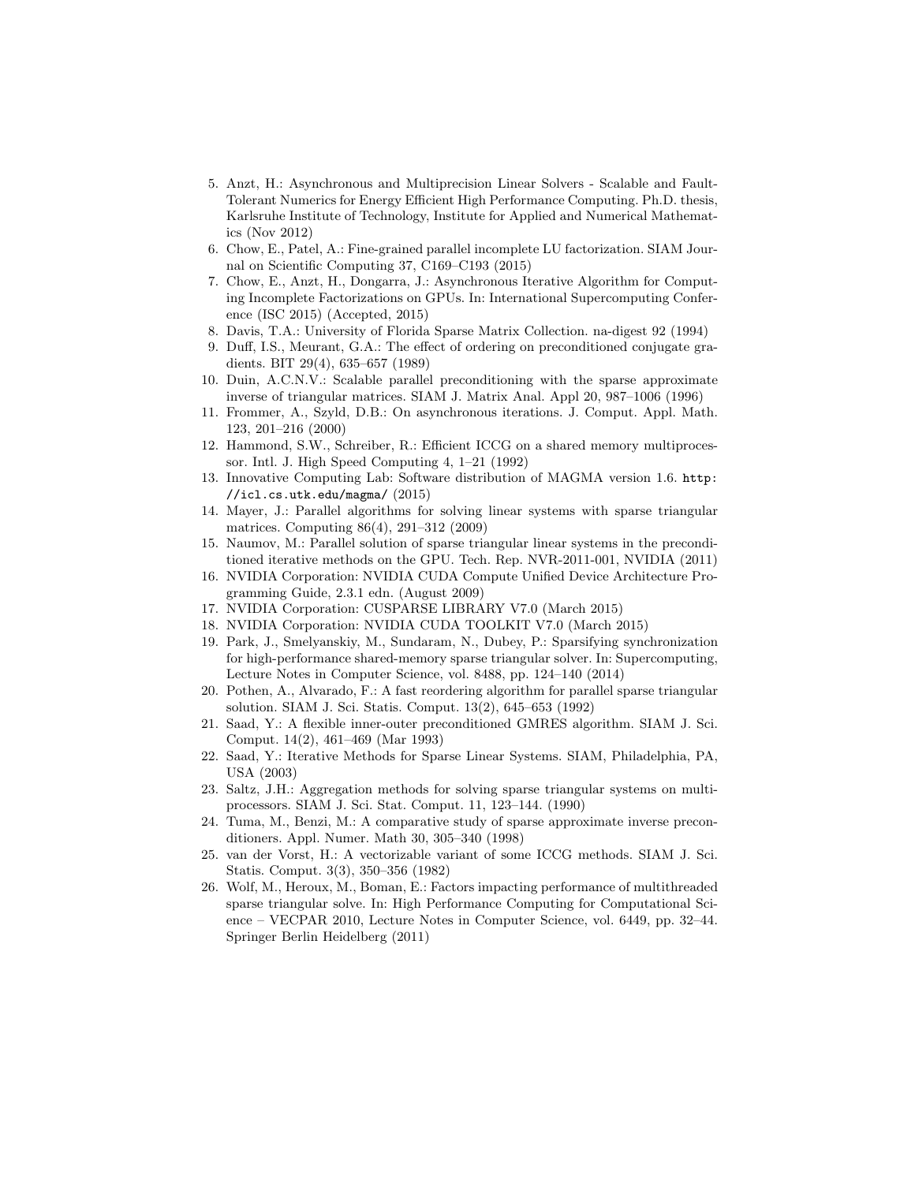5. Anzt, H.: Asynchronous and Multiprecision Linear Solvers - Scalable and Fault-Tolerant Numerics for Energy Efficient High Performance Computing. Ph.D. thesis, Karlsruhe Institute of Technology, Institute for Applied and Numerical Mathematics (Nov 2012)
6. Chow, E., Patel, A.: Fine-grained parallel incomplete LU factorization. SIAM Journal on Scientific Computing 37, C169–C193 (2015)
7. Chow, E., Anzt, H., Dongarra, J.: Asynchronous Iterative Algorithm for Computing Incomplete Factorizations on GPUs. In: International Supercomputing Conference (ISC 2015) (Accepted, 2015)
8. Davis, T.A.: University of Florida Sparse Matrix Collection. na-digest 92 (1994)
9. Duff, I.S., Meurant, G.A.: The effect of ordering on preconditioned conjugate gradients. BIT 29(4), 635–657 (1989)
10. Duin, A.C.N.V.: Scalable parallel preconditioning with the sparse approximate inverse of triangular matrices. SIAM J. Matrix Anal. Appl 20, 987–1006 (1996)
11. Frommer, A., Szyld, D.B.: On asynchronous iterations. J. Comput. Appl. Math. 123, 201–216 (2000)
12. Hammond, S.W., Schreiber, R.: Efficient ICCG on a shared memory multiprocessor. Intl. J. High Speed Computing 4, 1–21 (1992)
13. Innovative Computing Lab: Software distribution of MAGMA version 1.6. `http://icl.cs.utk.edu/magma/` (2015)
14. Mayer, J.: Parallel algorithms for solving linear systems with sparse triangular matrices. Computing 86(4), 291–312 (2009)
15. Naumov, M.: Parallel solution of sparse triangular linear systems in the preconditioned iterative methods on the GPU. Tech. Rep. NVR-2011-001, NVIDIA (2011)
16. NVIDIA Corporation: NVIDIA CUDA Compute Unified Device Architecture Programming Guide, 2.3.1 edn. (August 2009)
17. NVIDIA Corporation: CUSPARSE LIBRARY V7.0 (March 2015)
18. NVIDIA Corporation: NVIDIA CUDA TOOLKIT V7.0 (March 2015)
19. Park, J., Smelyanskiy, M., Sundaram, N., Dubey, P.: Sparsifying synchronization for high-performance shared-memory sparse triangular solver. In: Supercomputing, Lecture Notes in Computer Science, vol. 8488, pp. 124–140 (2014)
20. Pothen, A., Alvarado, F.: A fast reordering algorithm for parallel sparse triangular solution. SIAM J. Sci. Statis. Comput. 13(2), 645–653 (1992)
21. Saad, Y.: A flexible inner-outer preconditioned GMRES algorithm. SIAM J. Sci. Comput. 14(2), 461–469 (Mar 1993)
22. Saad, Y.: Iterative Methods for Sparse Linear Systems. SIAM, Philadelphia, PA, USA (2003)
23. Saltz, J.H.: Aggregation methods for solving sparse triangular systems on multiprocessors. SIAM J. Sci. Stat. Comput. 11, 123–144. (1990)
24. Tuma, M., Benzi, M.: A comparative study of sparse approximate inverse preconditioners. Appl. Numer. Math 30, 305–340 (1998)
25. van der Vorst, H.: A vectorizable variant of some ICCG methods. SIAM J. Sci. Statis. Comput. 3(3), 350–356 (1982)
26. Wolf, M., Heroux, M., Boman, E.: Factors impacting performance of multithreaded sparse triangular solve. In: High Performance Computing for Computational Science – VECPAR 2010, Lecture Notes in Computer Science, vol. 6449, pp. 32–44. Springer Berlin Heidelberg (2011)